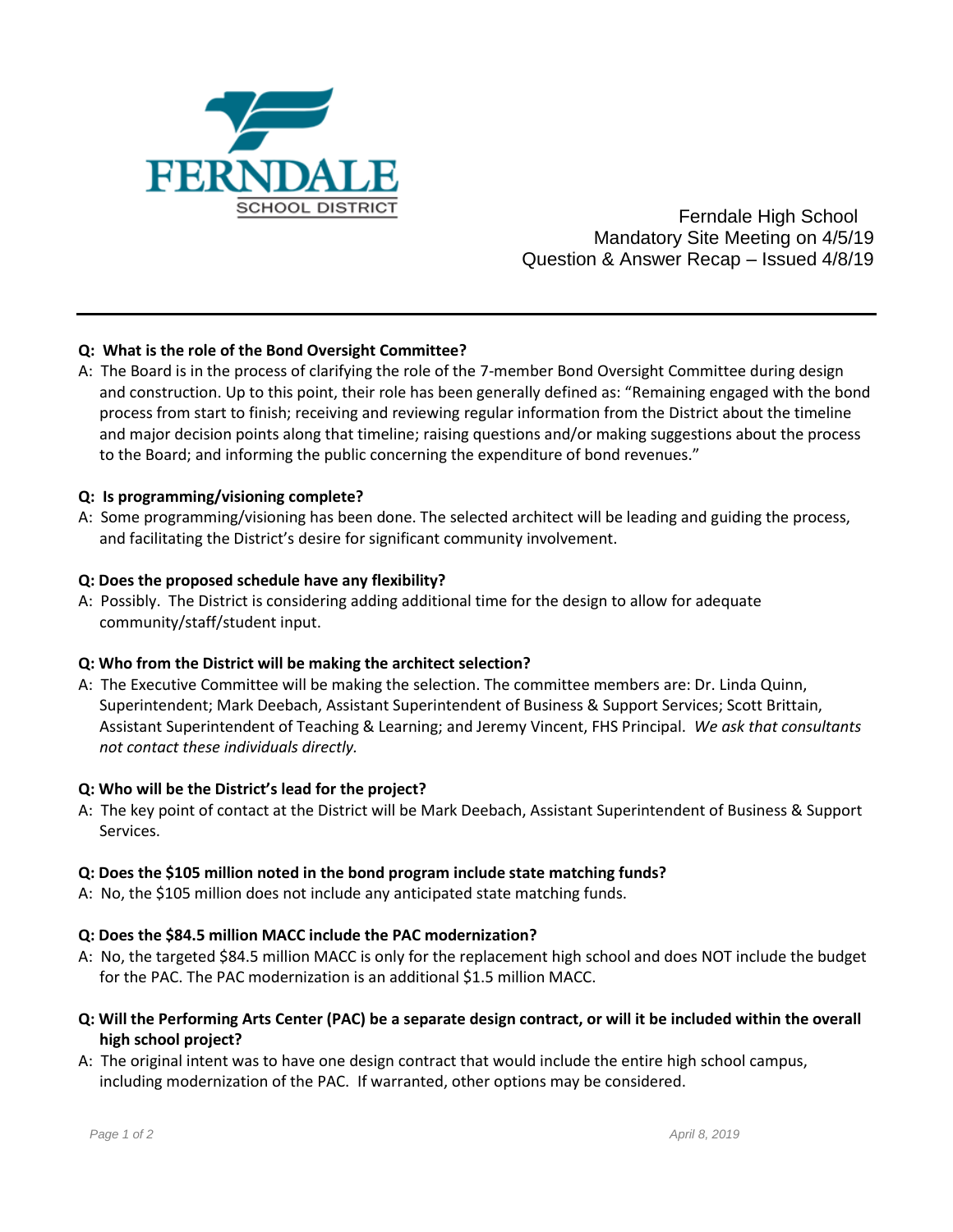FERNDALE SCHOOL DISTRICT

Ferndale High School
Mandatory Site Meeting on 4/5/19
Question & Answer Recap – Issued 4/8/19

---

**Q: What is the role of the Bond Oversight Committee?**

A: The Board is in the process of clarifying the role of the 7-member Bond Oversight Committee during design and construction. Up to this point, their role has been generally defined as: "Remaining engaged with the bond process from start to finish; receiving and reviewing regular information from the District about the timeline and major decision points along that timeline; raising questions and/or making suggestions about the process to the Board; and informing the public concerning the expenditure of bond revenues."

**Q: Is programming/visioning complete?**

A: Some programming/visioning has been done. The selected architect will be leading and guiding the process, and facilitating the District's desire for significant community involvement.

**Q: Does the proposed schedule have any flexibility?**

A: Possibly. The District is considering adding additional time for the design to allow for adequate community/staff/student input.

**Q: Who from the District will be making the architect selection?**

A: The Executive Committee will be making the selection. The committee members are: Dr. Linda Quinn, Superintendent; Mark Deebach, Assistant Superintendent of Business & Support Services; Scott Brittain, Assistant Superintendent of Teaching & Learning; and Jeremy Vincent, FHS Principal. *We ask that consultants not contact these individuals directly.*

**Q: Who will be the District's lead for the project?**

A: The key point of contact at the District will be Mark Deebach, Assistant Superintendent of Business & Support Services.

**Q: Does the $105 million noted in the bond program include state matching funds?**

A: No, the $105 million does not include any anticipated state matching funds.

**Q: Does the $84.5 million MACC include the PAC modernization?**

A: No, the targeted $84.5 million MACC is only for the replacement high school and does NOT include the budget for the PAC. The PAC modernization is an additional $1.5 million MACC.

**Q: Will the Performing Arts Center (PAC) be a separate design contract, or will it be included within the overall high school project?**

A: The original intent was to have one design contract that would include the entire high school campus, including modernization of the PAC. If warranted, other options may be considered.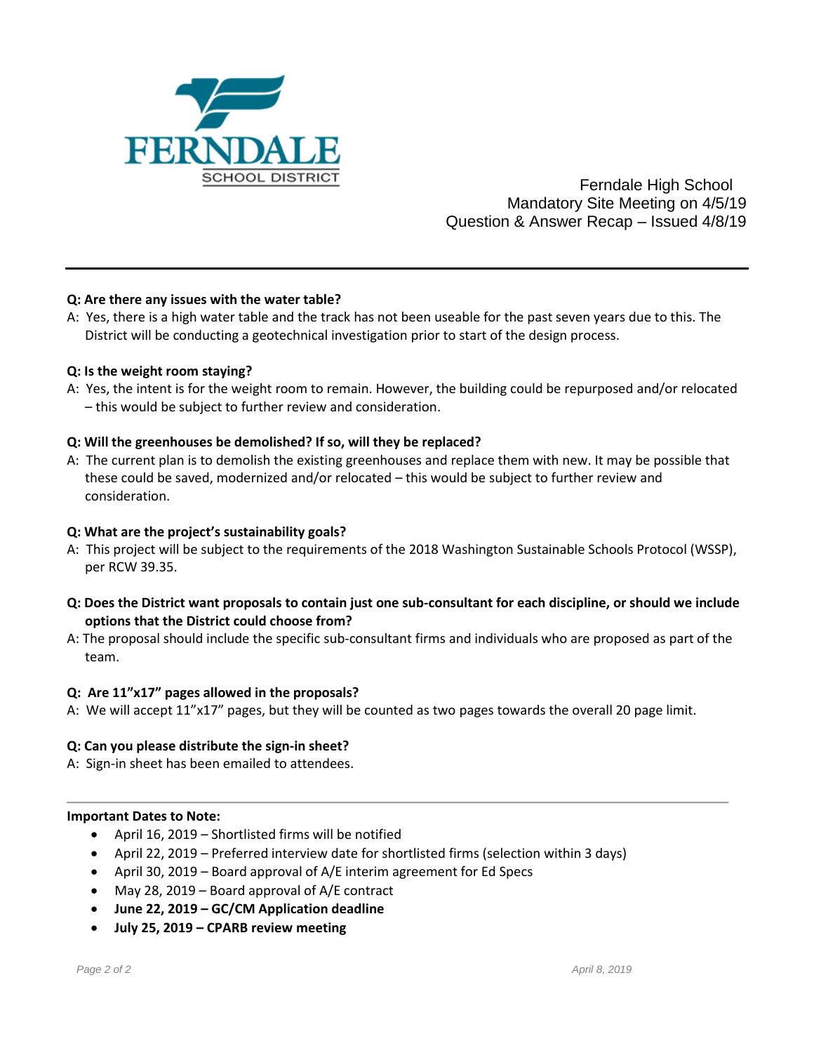Ferndale High School
Mandatory Site Meeting on 4/5/19
Question & Answer Recap – Issued 4/8/19

---

**Q: Are there any issues with the water table?**

A: Yes, there is a high water table and the track has not been useable for the past seven years due to this. The District will be conducting a geotechnical investigation prior to start of the design process.

**Q: Is the weight room staying?**

A: Yes, the intent is for the weight room to remain. However, the building could be repurposed and/or relocated – this would be subject to further review and consideration.

**Q: Will the greenhouses be demolished? If so, will they be replaced?**

A: The current plan is to demolish the existing greenhouses and replace them with new. It may be possible that these could be saved, modernized and/or relocated – this would be subject to further review and consideration.

**Q: What are the project's sustainability goals?**

A: This project will be subject to the requirements of the 2018 Washington Sustainable Schools Protocol (WSSP), per RCW 39.35.

**Q: Does the District want proposals to contain just one sub-consultant for each discipline, or should we include options that the District could choose from?**

A: The proposal should include the specific sub-consultant firms and individuals who are proposed as part of the team.

**Q: Are 11"x17" pages allowed in the proposals?**

A: We will accept 11"x17" pages, but they will be counted as two pages towards the overall 20 page limit.

**Q: Can you please distribute the sign-in sheet?**

A: Sign-in sheet has been emailed to attendees.

---

**Important Dates to Note:**

- April 16, 2019 – Shortlisted firms will be notified
- April 22, 2019 – Preferred interview date for shortlisted firms (selection within 3 days)
- April 30, 2019 – Board approval of A/E interim agreement for Ed Specs
- May 28, 2019 – Board approval of A/E contract
- **June 22, 2019 – GC/CM Application deadline**
- **July 25, 2019 – CPARB review meeting**